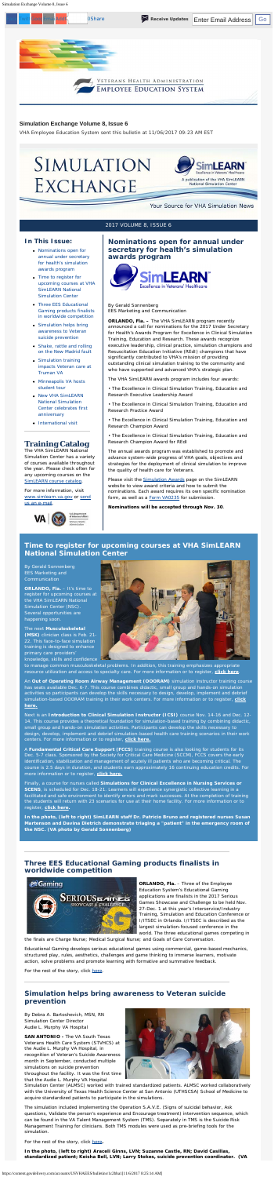# Simulation Exchange Volume 8, Issue 6

VHA Employee Education System sent this bulletin at 11/06/2017 09:23 AM EST

# SIMULATION EXCHANGE

A publication of the VHA SimLEARN National Simulation Center

Your Source for VHA Simulation News

2017 VOLUME 8, ISSUE 6

## In This Issue:

- Nominations open for annual under secretary for health's simulation awards program
- Time to register for upcoming courses at VHA SimLEARN National Simulation Center
- Three EES Educational Gaming products finalists in worldwide competition
- Simulation helps bring awareness to Veteran suicide prevention
- Shake, rattle and rolling on the New Madrid fault
- Simulation training impacts Veteran care at Truman VA
- Minneapolis VA hosts student tour
- New VHA SimLEARN National Simulation Center celebrates first anniversary
- International visit

## Training Catalog

The VHA SimLEARN National Simulation Center has a variety of courses available throughout the year. Please check often for any upcoming courses on the SimLEARN course catalog.

For more information, visit www.simlearn.va.gov or send us an e-mail.

## Nominations open for annual under secretary for health's simulation awards program

By Gerald Sonnenberg
EES Marketing and Communication

**ORLANDO, Fla. -** The VHA SimLEARN program recently announced a call for nominations for the 2017 Under Secretary for Health's Awards Program for Excellence in Clinical Simulation Training, Education and Research. These awards recognize executive leadership, clinical practice, simulation champions and Resuscitation Education Initiative (REdI) champions that have significantly contributed to VHA's mission of providing outstanding clinical simulation training to the community and who have supported and advanced VHA's strategic plan.

The VHA SimLEARN awards program includes four awards:

• The Excellence in Clinical Simulation Training, Education and Research Executive Leadership Award

• The Excellence in Clinical Simulation Training, Education and Research Practice Award

• The Excellence in Clinical Simulation Training, Education and Research Champion Award

• The Excellence in Clinical Simulation Training, Education and Research Champion Award for REdI

The annual awards program was established to promote and advance system-wide progress of VHA goals, objectives and strategies for the deployment of clinical simulation to improve the quality of health care for Veterans.

Please visit the Simulation Awards page on the SimLEARN website to view award criteria and how to submit the nominations. Each award requires its own specific nomination form, as well as a Form VA0235 for submission.

**Nominations will be accepted through Nov. 30**.

## Time to register for upcoming courses at VHA SimLEARN National Simulation Center

By Gerald Sonnenberg
EES Marketing and Communication

**ORLANDO, Fla.** – It's time to register for upcoming courses at the VHA SimLEARN National Simulation Center (NSC). Several opportunities are happening soon.

The next **Musculoskeletal (MSK)** clinician class is Feb. 21-22. This face-to-face simulation training is designed to enhance primary care providers' knowledge, skills and confidence to manage common musculoskeletal problems. In addition, this training emphasizes appropriate resource utilization and access to specialty care. For more information or to register, **click here**.

An **Out of Operating Room Airway Management (OOORAM)** simulation instructor training course has seats available Dec. 6-7. This course combines didactic, small group and hands-on simulation activities so participants can develop the skills necessary to design, develop, implement and debrief simulation-based OOORAM training in their work centers. For more information or to register, **click here.**

Next is an **Introduction to Clinical Simulation Instructor (ICSI)** course Nov. 14-16 and Dec. 12-14. This course provides a theoretical foundation for simulation-based training by combining didactic, small group and hands-on simulation activities. Participants can develop the skills necessary to design, develop, implement and debrief simulation-based health care training scenarios in their work centers. For more information or to register, **click here.**

A **Fundamental Critical Care Support (FCCS)** training course is also looking for students for its Dec. 5-7 class. Sponsored by the Society for Critical Care Medicine (SCCM), FCCS covers the early identification, stabilization and management of acutely ill patients who are becoming critical. The course is 2.5 days in duration and students earn approximately 16 continuing education credits. For more information or to register, **click here.**

Finally, a course for nurses called **Simulations for Clinical Excellence in Nursing Services or SCENS**, is scheduled for Dec. 18-21. Learners will experience synergistic collective learning in a facilitated and safe environment to identify errors and mark successes. At the completion of training the students will return with 23 scenarios for use at their home facility. For more information or to register, **click here.**

**In the photo, (left to right) SimLEARN staff Dr. Patricio Bruno and registered nurses Susan Marbenson and Davina Dietrich demonstrate triaging a "patient" in the emergency room of the NSC. (VA photo by Gerald Sonnenberg)**

## Three EES Educational Gaming products finalists in worldwide competition

**ORLANDO, Fla.** – Three of the Employee Education System's Educational Gaming applications are finalists in the 2017 Serious Games Showcase and Challenge to be held Nov. 27-Dec. 1 at this year's Interservice/Industry Training, Simulation and Education Conference or I/ITSEC in Orlando. I/ITSEC is described as the largest simulation-focused conference in the world. The three educational games competing in the finals are Charge Nurse; Medical Surgical Nurse; and Goals of Care Conversation.

Educational Gaming develops serious educational games using commercial, game-based mechanics, structured play, rules, aesthetics, challenges and game thinking to immerse learners, motivate action, solve problems and promote learning with formative and summative feedback.

For the rest of the story, click here.

## Simulation helps bring awareness to Veteran suicide prevention

By Debra A. Bartoshevich, MSN, RN
Simulation Center Director
Audie L. Murphy VA Hospital

**SAN ANTONIO -** The VA South Texas Veterans Health Care System (STVHCS) at the Audie L. Murphy VA Hospital, in recognition of Veteran's Suicide Awareness month in September, conducted multiple simulations on suicide prevention throughout the facility. It was the first time that the Audie L. Murphy VA Hospital Simulation Center (ALMSC) worked with trained standardized patients. ALMSC worked collaboratively with the University of Texas Health Science Center at San Antonio (UTHSCSA) School of Medicine to acquire standardized patients to participate in the simulations.

The simulation included implementing the Operation S.A.V.E. (Signs of suicidal behavior, Ask questions, Validate the person's experience and Encourage treatment) intervention sequence, which can be found in the VA Talent Management System (TMS). Separately in TMS is the Suicide Risk Management Training for clinicians. Both TMS modules were used as pre-briefing tools for the simulation.

For the rest of the story, click here.

**In the photo, (left to right) Araceli Ginns, LVN; Suzanne Castle, RN; David Casillas, standardized patient; Keisha Bell, LVN; Larry Stokes, suicide prevention coordinator. (VA**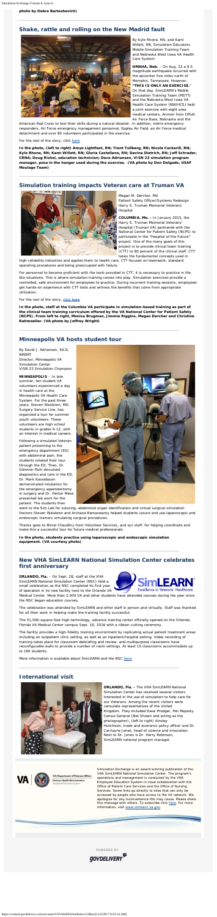**photo by Debra Bartoshevich)**

## Shake, rattle and rolling on the New Madrid fault

By Kyle Rhone, RN, and Kami Willett, RN, Simulation Educators Mobile Simulation Training Team and Nebraska West Iowa VA Health Care System

**OMAHA, Neb.** - On Aug. 23 a 9.5 magnitude earthquake occurred with the epicenter five miles north of Memphis, Tennessee. However, **"THIS IS ONLY AN EXERCISE."** On that day, SimLEARN's Mobile Simulation Training Team (MSTT) and the Nebraska West Iowa VA Health Care System (NWIHCS) held a joint exercise with eight area medical centers, Airmen from Offutt Air Force Base, Nebraska and the American Red Cross to test their skills during a natural disaster. In addition, metro emergency responders, Air Force emergency management personnel, Eppley Air Field, an Air Force medical detachment and over 80 volunteers participated in the exercise.

For the rest of the story, click here.

**In the photo, (left to right) Amye Lightfoot, RN; Trent Tullberg, RN; Nicole Cockerill, RN; Kyle Rhone, RN; Kami Willett, RN; Gloria Castellano, RN; Davina Dietrich, RN; Jeff Schrader, CRNA; Doug Rishel, education technician; Dave Adriansen, VISN 23 simulation program manager, pose in the hanger used during the exercise. (VA photo by Don Delgado, USAF Moulage Team)**

## Simulation training impacts Veteran care at Truman VA

Megan M. Dercher, RN
Patient Safety Officer/Systems Redesign
Harry S. Truman Memorial Veterans' Hospital

**COLUMBIA, Mo.** - In January 2015, the Harry S. Truman Memorial Veterans' Hospital (Truman VA) partnered with the National Center for Patient Safety (NCPS) to participate in the "Hospital of the Future" project. One of the many goals of this project is to provide clinical team training (CTT) to 80 percent of the clinical staff. CTT takes the fundamental concepts used in high-reliability industries and applies them to health care. CTT focuses on teamwork, standard operating procedures and being preoccupied with failure.

For personnel to become proficient with the tools provided in CTT, it is necessary to practice in life-like situations. This is where simulation training comes into play. Simulation exercises provide a controlled, safe environment for employees to practice. During recurrent training sessions, employees get hands-on experience with CTT tools and witness the benefits that come from appropriate utilization.

For the rest of the story, click here.

**In the photo, staff at the Columbia VA participate in simulation-based training as part of the clinical team training curriculum offered by the VA National Center for Patient Safety (NCPS). From left to right, Monica Brugman, Jimmie Riggins, Megan Dercher and Christine Rahmoeller. (VA photo by Jeffrey Wright)**

## Minneapolis VA hosts student tour

By David J. Adriansen, Ed.D, NREMT
Director, Minneapolis VA Simulation Center
VISN 23 Simulation Champion

**MINNEAPOLIS** - In late summer, ten student VA volunteers experienced a day in health care at the Minneapolis VA Health Care System. For the past three years, Steven Waisbren, MD, Surgery Service Line, has organized a tour for summer youth volunteers. These volunteers are high school students in grades 9-12, with an interest in medical careers.

Following a simulated Veteran patient presenting to the emergency department (ED) with abdominal pain, the students rotated their tour through the ED. Then, Dr. Glennon Park discussed diagnostics and care in the ED, Dr. Mark Kassebaum demonstrated intubation for the emergency appendectomy in surgery and Dr. Hector Mesa presented lab work for the patient. The students then went to the Sim Lab for suturing, abdominal organ identification and virtual surgical simulation. Doctors Steven Waisbren and Archana Ramaswamy helped students suture and use laparoscopic and endoscopic trainers simulating surgical procedures.

Thanks goes to Bimal Chaudhry from Volunteer Services, and our staff, for helping coordinate and make this a successful tour for future medical professionals.

**In the photo, students practice using laparoscopic and endoscopic simulation equipment. (VA courtesy photo)**

## New VHA SimLEARN National Simulation Center celebrates first anniversary

**ORLANDO, Fla.** - On Sept. 28, staff at the VHA SimLEARN National Simulation Center (NSC) held a small celebration as the NSC completed its first year of operation in its new facility next to the Orlando VA Medical Center. More than 2,500 VA and other students have attended courses during the year since the NSC began education courses.

SimLEARN Excellence in Veterans' Healthcare

The celebration was attended by SimLEARN and other staff in person and virtually. Staff was thanked for all their work in helping make the training facility successful.

The 51,000-square-foot high-technology, advance training center officially opened on the Orlando, Florida VA Medical Center campus Sept. 16, 2016 with a ribbon-cutting ceremony.

The facility provides a high-fidelity training environment by replicating actual patient treatment areas including an outpatient clinic setting, as well as an inpatient/hospital setting. Video recording of training takes place for classroom debriefing and review, and multipurpose classrooms have reconfigurable walls to provide a number of room settings. At least 10 classrooms accommodate up to 160 students.

More information is available about SimLEARN and the NSC here.

## International visit

**ORLANDO, Fla.** - The VHA SimLEARN National Simulation Center has received several visitors interested in the use of simulation to help care for our Veterans. Among the recent visitors were consulate representatives of the United Kingdom. They included Dave Prodger, Her Majesty Consul General (Not Shown and acting as the photographer), (left to right) Ainsley Hutchison, trade and economic policy officer and Dr. Carmayne Jones, head of science and innovation. Next to Dr. Jones is Dr. Harry Robinson, SimLEARN national program manager.

VA U.S. Department of Veterans Affairs Veterans Health Administration Employee Education System

Simulation Exchange is an award-winning publication of the VHA SimLEARN National Simulation Center. The program's operations and management is conducted by the VHA Employee Education System in close collaboration with the Office of Patient Care Services and the Office of Nursing Services. Some links go directly to sites that can only be accessed by people who have access to the VA network. We apologize for any inconvenience this may cause. Please share this message with others. To subscribe click here. For more information, visit www.simlearn.va.gov.

POWERED BY GOVDELIVERY